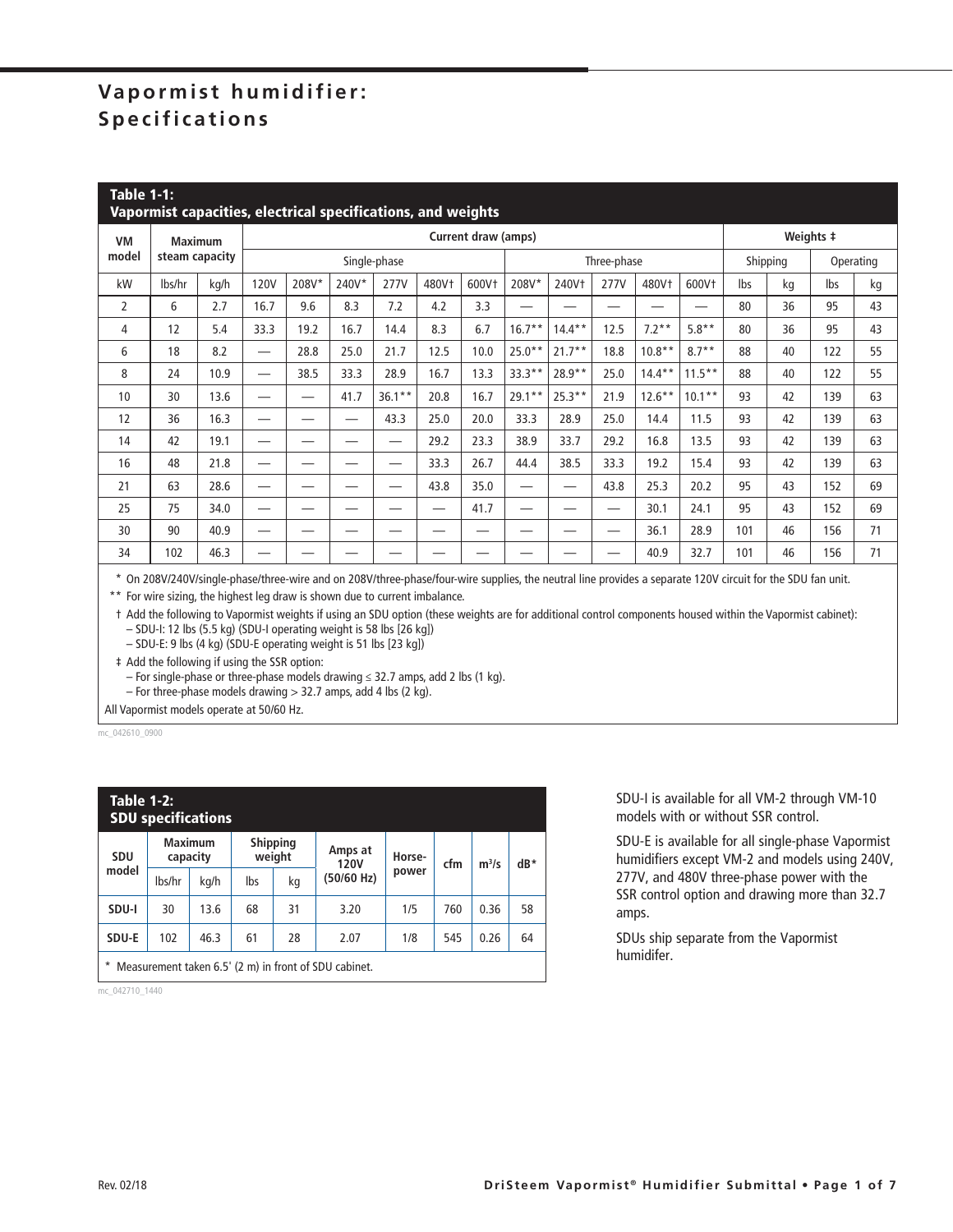# Vapormist humidifier: Specifications

**Table 1-1: Vapormist capacities, electrical specifications, and weights**

| VM model | Maximum steam capacity | | Current draw (amps) | | | | | | | | | | | Weights ‡ | | | |
|---|---|---|---|---|---|---|---|---|---|---|---|---|---|---|---|---|---|
| | | | Single-phase | | | | | | Three-phase | | | | | Shipping | | Operating | |
| kW | lbs/hr | kg/h | 120V | 208V* | 240V* | 277V | 480V† | 600V† | 208V* | 240V† | 277V | 480V† | 600V† | lbs | kg | lbs | kg |
| 2 | 6 | 2.7 | 16.7 | 9.6 | 8.3 | 7.2 | 4.2 | 3.3 | — | — | — | — | — | 80 | 36 | 95 | 43 |
| 4 | 12 | 5.4 | 33.3 | 19.2 | 16.7 | 14.4 | 8.3 | 6.7 | 16.7** | 14.4** | 12.5 | 7.2** | 5.8** | 80 | 36 | 95 | 43 |
| 6 | 18 | 8.2 | — | 28.8 | 25.0 | 21.7 | 12.5 | 10.0 | 25.0** | 21.7** | 18.8 | 10.8** | 8.7** | 88 | 40 | 122 | 55 |
| 8 | 24 | 10.9 | — | 38.5 | 33.3 | 28.9 | 16.7 | 13.3 | 33.3** | 28.9** | 25.0 | 14.4** | 11.5** | 88 | 40 | 122 | 55 |
| 10 | 30 | 13.6 | — | — | 41.7 | 36.1** | 20.8 | 16.7 | 29.1** | 25.3** | 21.9 | 12.6** | 10.1** | 93 | 42 | 139 | 63 |
| 12 | 36 | 16.3 | — | — | — | 43.3 | 25.0 | 20.0 | 33.3 | 28.9 | 25.0 | 14.4 | 11.5 | 93 | 42 | 139 | 63 |
| 14 | 42 | 19.1 | — | — | — | — | 29.2 | 23.3 | 38.9 | 33.7 | 29.2 | 16.8 | 13.5 | 93 | 42 | 139 | 63 |
| 16 | 48 | 21.8 | — | — | — | — | 33.3 | 26.7 | 44.4 | 38.5 | 33.3 | 19.2 | 15.4 | 93 | 42 | 139 | 63 |
| 21 | 63 | 28.6 | — | — | — | — | 43.8 | 35.0 | — | — | 43.8 | 25.3 | 20.2 | 95 | 43 | 152 | 69 |
| 25 | 75 | 34.0 | — | — | — | — | — | 41.7 | — | — | — | 30.1 | 24.1 | 95 | 43 | 152 | 69 |
| 30 | 90 | 40.9 | — | — | — | — | — | — | — | — | — | 36.1 | 28.9 | 101 | 46 | 156 | 71 |
| 34 | 102 | 46.3 | — | — | — | — | — | — | — | — | — | 40.9 | 32.7 | 101 | 46 | 156 | 71 |

\* On 208V/240V/single-phase/three-wire and on 208V/three-phase/four-wire supplies, the neutral line provides a separate 120V circuit for the SDU fan unit.

\*\* For wire sizing, the highest leg draw is shown due to current imbalance.

† Add the following to Vapormist weights if using an SDU option (these weights are for additional control components housed within the Vapormist cabinet):
- SDU-I: 12 lbs (5.5 kg) (SDU-I operating weight is 58 lbs [26 kg])
- SDU-E: 9 lbs (4 kg) (SDU-E operating weight is 51 lbs [23 kg])

‡ Add the following if using the SSR option:
- For single-phase or three-phase models drawing ≤ 32.7 amps, add 2 lbs (1 kg).
- For three-phase models drawing > 32.7 amps, add 4 lbs (2 kg).

All Vapormist models operate at 50/60 Hz.

mc_042610_0900

**Table 1-2: SDU specifications**

| SDU model | Maximum capacity | | Shipping weight | | Amps at 120V (50/60 Hz) | Horse-power | cfm | $m^3/s$ | dB* |
|---|---|---|---|---|---|---|---|---|---|
| | lbs/hr | kg/h | lbs | kg | | | | | |
| **SDU-I** | 30 | 13.6 | 68 | 31 | 3.20 | 1/5 | 760 | 0.36 | 58 |
| **SDU-E** | 102 | 46.3 | 61 | 28 | 2.07 | 1/8 | 545 | 0.26 | 64 |

\* Measurement taken 6.5' (2 m) in front of SDU cabinet.

mc_042710_1440

SDU-I is available for all VM-2 through VM-10 models with or without SSR control.

SDU-E is available for all single-phase Vapormist humidifiers except VM-2 and models using 240V, 277V, and 480V three-phase power with the SSR control option and drawing more than 32.7 amps.

SDUs ship separate from the Vapormist humidifer.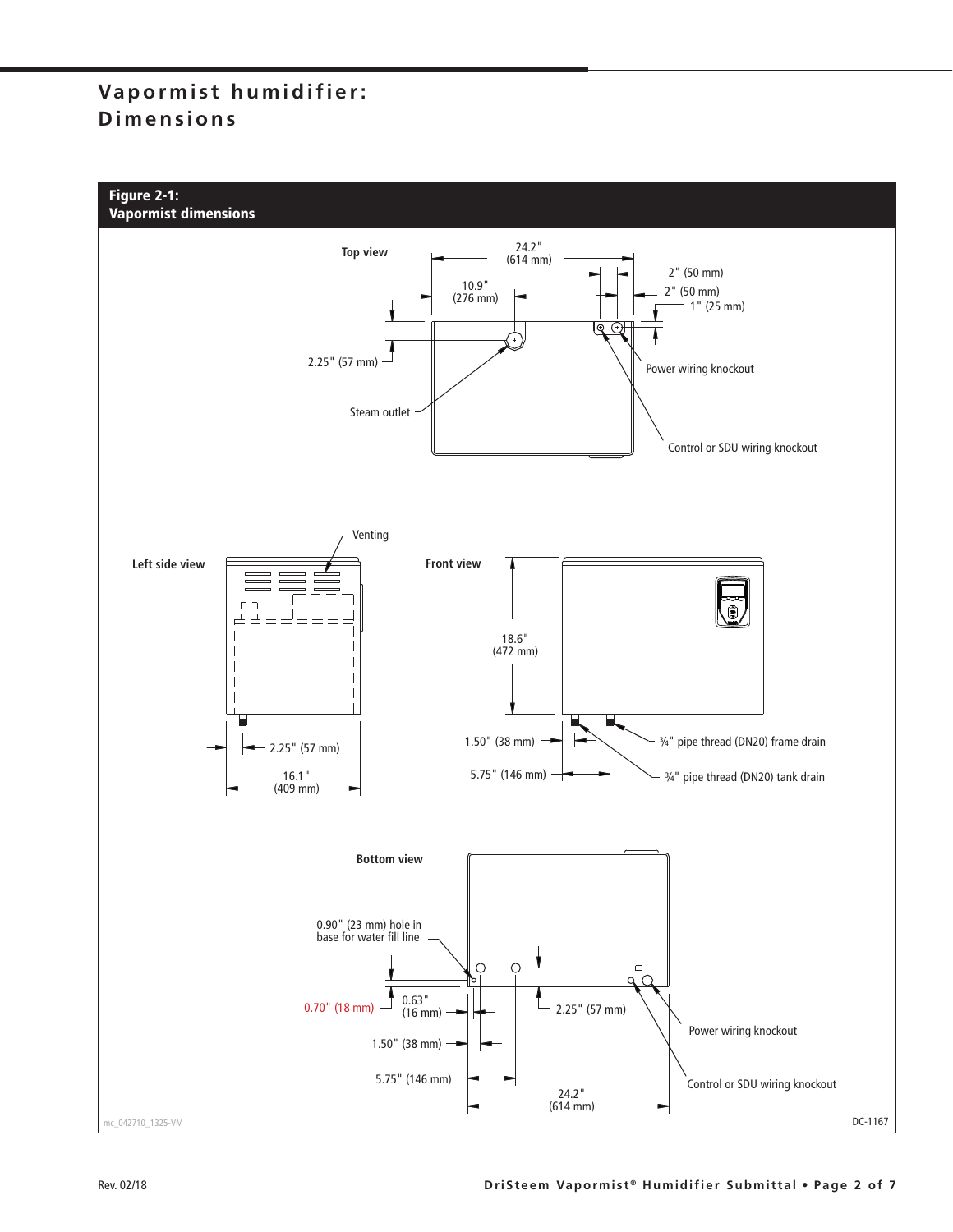# Vapormist humidifier: Dimensions

**Figure 2-1:**
**Vapormist dimensions**

**Top view**

24.2" (614 mm)

10.9" (276 mm)

2" (50 mm)

2" (50 mm)

1" (25 mm)

2.25" (57 mm)

Power wiring knockout

Steam outlet

Control or SDU wiring knockout

**Left side view**

Venting

2.25" (57 mm)

16.1" (409 mm)

**Front view**

18.6" (472 mm)

1.50" (38 mm)

5.75" (146 mm)

¾" pipe thread (DN20) frame drain

¾" pipe thread (DN20) tank drain

**Bottom view**

0.90" (23 mm) hole in base for water fill line

0.70" (18 mm)

0.63" (16 mm)

2.25" (57 mm)

1.50" (38 mm)

5.75" (146 mm)

24.2" (614 mm)

Power wiring knockout

Control or SDU wiring knockout

mc_042710_1325-VM

DC-1167

Rev. 02/18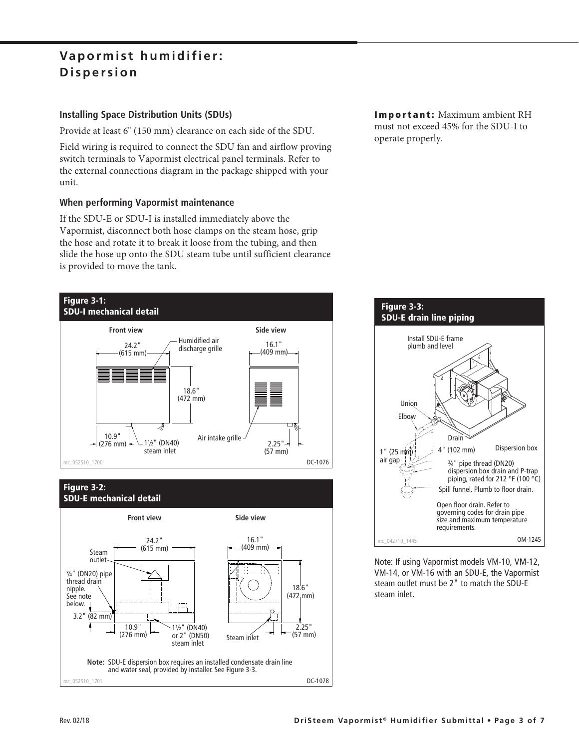# Vapormist humidifier: Dispersion

### Installing Space Distribution Units (SDUs)

Provide at least 6" (150 mm) clearance on each side of the SDU.

Field wiring is required to connect the SDU fan and airflow proving switch terminals to Vapormist electrical panel terminals. Refer to the external connections diagram in the package shipped with your unit.

### When performing Vapormist maintenance

If the SDU-E or SDU-I is installed immediately above the Vapormist, disconnect both hose clamps on the steam hose, grip the hose and rotate it to break it loose from the tubing, and then slide the hose up onto the SDU steam tube until sufficient clearance is provided to move the tank.

**Important:** Maximum ambient RH must not exceed 45% for the SDU-I to operate properly.

**Figure 3-1: SDU-I mechanical detail**

Front view: 24.2" (615 mm); Humidified air discharge grille; 18.6" (472 mm); 10.9" (276 mm); 1½" (DN40) steam inlet

Side view: 16.1" (409 mm); Air intake grille; 2.25" (57 mm)

mc_052510_1700 DC-1076

**Figure 3-2: SDU-E mechanical detail**

Front view: 24.2" (615 mm); Steam outlet; ¾" (DN20) pipe thread drain nipple. See note below.; 3.2" (82 mm); 10.9" (276 mm); 1½" (DN40) or 2" (DN50) steam inlet

Side view: 16.1" (409 mm); 18.6" (472 mm); Steam inlet; 2.25" (57 mm)

**Note:** SDU-E dispersion box requires an installed condensate drain line and water seal, provided by installer. See Figure 3-3.

mc_052510_1701 DC-1078

**Figure 3-3: SDU-E drain line piping**

Install SDU-E frame plumb and level; Union; Elbow; Drain; 1" (25 mm) air gap; 4" (102 mm); Dispersion box; ¾" pipe thread (DN20) dispersion box drain and P-trap piping, rated for 212 °F (100 °C); Spill funnel. Plumb to floor drain.; Open floor drain. Refer to governing codes for drain pipe size and maximum temperature requirements.

mc_042710_1445 OM-1245

Note: If using Vapormist models VM-10, VM-12, VM-14, or VM-16 with an SDU-E, the Vapormist steam outlet must be 2" to match the SDU-E steam inlet.

Rev. 02/18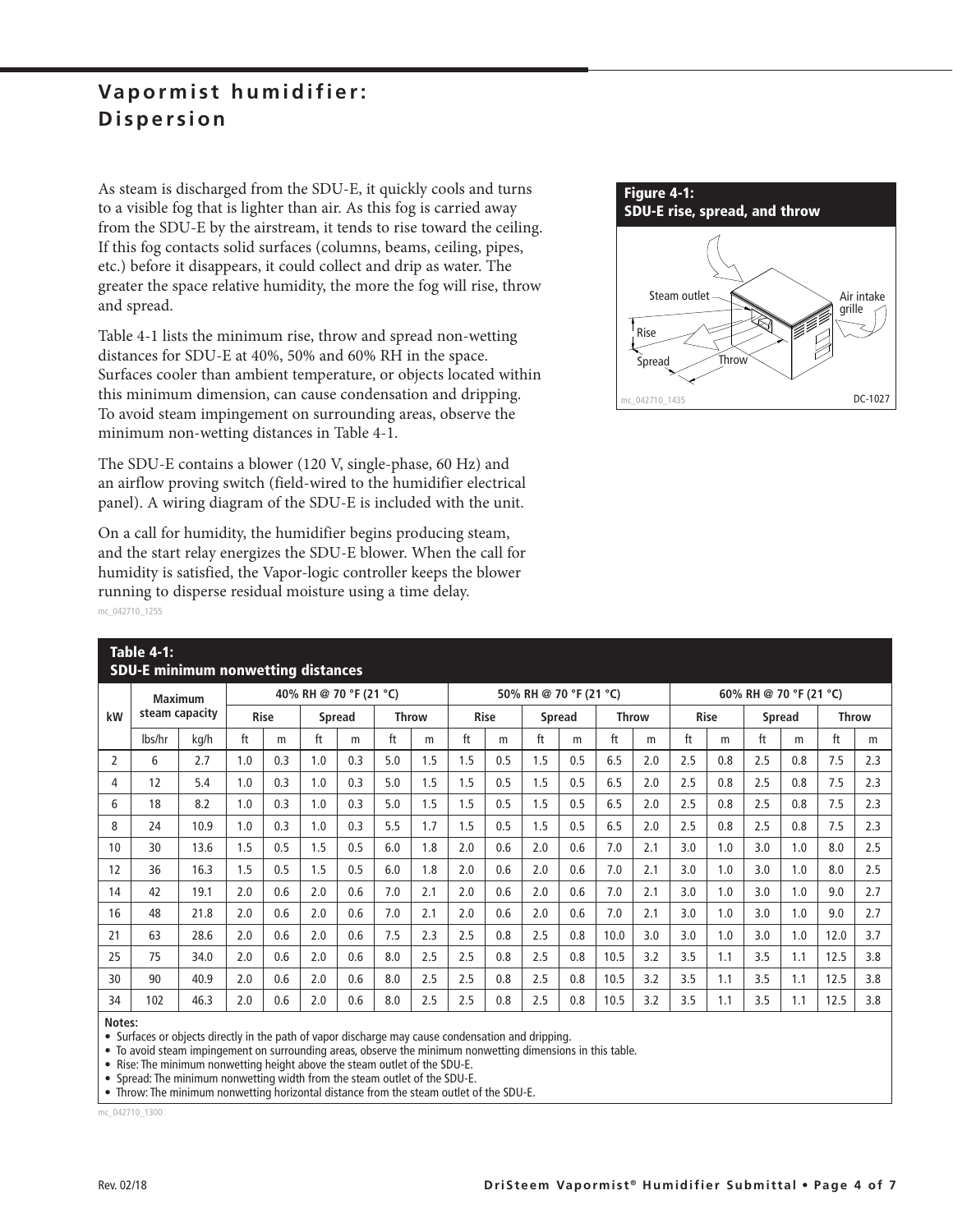# Vapormist humidifier: Dispersion

As steam is discharged from the SDU-E, it quickly cools and turns to a visible fog that is lighter than air. As this fog is carried away from the SDU-E by the airstream, it tends to rise toward the ceiling. If this fog contacts solid surfaces (columns, beams, ceiling, pipes, etc.) before it disappears, it could collect and drip as water. The greater the space relative humidity, the more the fog will rise, throw and spread.

Table 4-1 lists the minimum rise, throw and spread non-wetting distances for SDU-E at 40%, 50% and 60% RH in the space. Surfaces cooler than ambient temperature, or objects located within this minimum dimension, can cause condensation and dripping. To avoid steam impingement on surrounding areas, observe the minimum non-wetting distances in Table 4-1.

The SDU-E contains a blower (120 V, single-phase, 60 Hz) and an airflow proving switch (field-wired to the humidifier electrical panel). A wiring diagram of the SDU-E is included with the unit.

On a call for humidity, the humidifier begins producing steam, and the start relay energizes the SDU-E blower. When the call for humidity is satisfied, the Vapor-logic controller keeps the blower running to disperse residual moisture using a time delay.

mc_042710_1255

**Figure 4-1: SDU-E rise, spread, and throw**

Steam outlet, Air intake grille, Rise, Spread, Throw

mc_042710_1435 DC-1027

**Table 4-1: SDU-E minimum nonwetting distances**

| kW | Maximum steam capacity | | 40% RH @ 70 °F (21 °C) | | | | | | 50% RH @ 70 °F (21 °C) | | | | | | 60% RH @ 70 °F (21 °C) | | | | | |
|---|---|---|---|---|---|---|---|---|---|---|---|---|---|---|---|---|---|---|---|---|
| | | | Rise | | Spread | | Throw | | Rise | | Spread | | Throw | | Rise | | Spread | | Throw | |
| | lbs/hr | kg/h | ft | m | ft | m | ft | m | ft | m | ft | m | ft | m | ft | m | ft | m | ft | m |
| 2 | 6 | 2.7 | 1.0 | 0.3 | 1.0 | 0.3 | 5.0 | 1.5 | 1.5 | 0.5 | 1.5 | 0.5 | 6.5 | 2.0 | 2.5 | 0.8 | 2.5 | 0.8 | 7.5 | 2.3 |
| 4 | 12 | 5.4 | 1.0 | 0.3 | 1.0 | 0.3 | 5.0 | 1.5 | 1.5 | 0.5 | 1.5 | 0.5 | 6.5 | 2.0 | 2.5 | 0.8 | 2.5 | 0.8 | 7.5 | 2.3 |
| 6 | 18 | 8.2 | 1.0 | 0.3 | 1.0 | 0.3 | 5.0 | 1.5 | 1.5 | 0.5 | 1.5 | 0.5 | 6.5 | 2.0 | 2.5 | 0.8 | 2.5 | 0.8 | 7.5 | 2.3 |
| 8 | 24 | 10.9 | 1.0 | 0.3 | 1.0 | 0.3 | 5.5 | 1.7 | 1.5 | 0.5 | 1.5 | 0.5 | 6.5 | 2.0 | 2.5 | 0.8 | 2.5 | 0.8 | 7.5 | 2.3 |
| 10 | 30 | 13.6 | 1.5 | 0.5 | 1.5 | 0.5 | 6.0 | 1.8 | 2.0 | 0.6 | 2.0 | 0.6 | 7.0 | 2.1 | 3.0 | 1.0 | 3.0 | 1.0 | 8.0 | 2.5 |
| 12 | 36 | 16.3 | 1.5 | 0.5 | 1.5 | 0.5 | 6.0 | 1.8 | 2.0 | 0.6 | 2.0 | 0.6 | 7.0 | 2.1 | 3.0 | 1.0 | 3.0 | 1.0 | 8.0 | 2.5 |
| 14 | 42 | 19.1 | 2.0 | 0.6 | 2.0 | 0.6 | 7.0 | 2.1 | 2.0 | 0.6 | 2.0 | 0.6 | 7.0 | 2.1 | 3.0 | 1.0 | 3.0 | 1.0 | 9.0 | 2.7 |
| 16 | 48 | 21.8 | 2.0 | 0.6 | 2.0 | 0.6 | 7.0 | 2.1 | 2.0 | 0.6 | 2.0 | 0.6 | 7.0 | 2.1 | 3.0 | 1.0 | 3.0 | 1.0 | 9.0 | 2.7 |
| 21 | 63 | 28.6 | 2.0 | 0.6 | 2.0 | 0.6 | 7.5 | 2.3 | 2.5 | 0.8 | 2.5 | 0.8 | 10.0 | 3.0 | 3.0 | 1.0 | 3.0 | 1.0 | 12.0 | 3.7 |
| 25 | 75 | 34.0 | 2.0 | 0.6 | 2.0 | 0.6 | 8.0 | 2.5 | 2.5 | 0.8 | 2.5 | 0.8 | 10.5 | 3.2 | 3.5 | 1.1 | 3.5 | 1.1 | 12.5 | 3.8 |
| 30 | 90 | 40.9 | 2.0 | 0.6 | 2.0 | 0.6 | 8.0 | 2.5 | 2.5 | 0.8 | 2.5 | 0.8 | 10.5 | 3.2 | 3.5 | 1.1 | 3.5 | 1.1 | 12.5 | 3.8 |
| 34 | 102 | 46.3 | 2.0 | 0.6 | 2.0 | 0.6 | 8.0 | 2.5 | 2.5 | 0.8 | 2.5 | 0.8 | 10.5 | 3.2 | 3.5 | 1.1 | 3.5 | 1.1 | 12.5 | 3.8 |

**Notes:**

- Surfaces or objects directly in the path of vapor discharge may cause condensation and dripping.
- To avoid steam impingement on surrounding areas, observe the minimum nonwetting dimensions in this table.
- Rise: The minimum nonwetting height above the steam outlet of the SDU-E.
- Spread: The minimum nonwetting width from the steam outlet of the SDU-E.
- Throw: The minimum nonwetting horizontal distance from the steam outlet of the SDU-E.

mc_042710_1300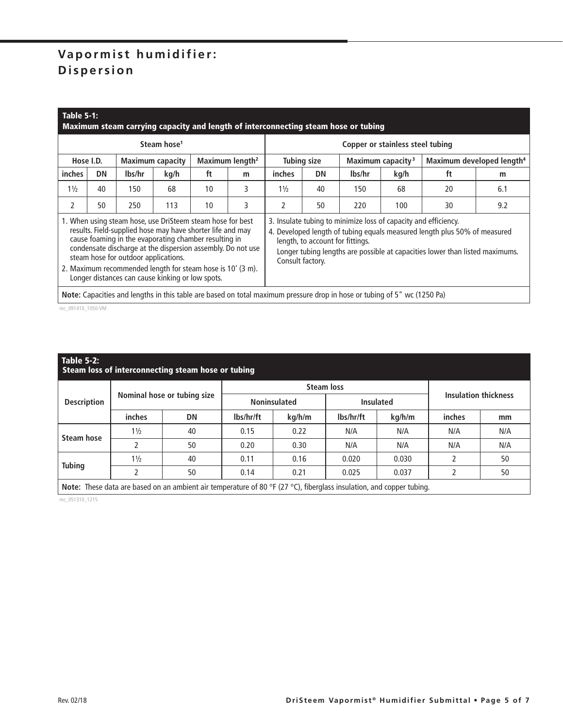# Vapormist humidifier: Dispersion

**Table 5-1:**
**Maximum steam carrying capacity and length of interconnecting steam hose or tubing**

| Steam hose[1] | | | | | | Copper or stainless steel tubing | | | | | |
|---|---|---|---|---|---|---|---|---|---|---|---|
| Hose I.D. | | Maximum capacity | | Maximum length[2] | | Tubing size | | Maximum capacity[3] | | Maximum developed length[4] | |
| inches | DN | lbs/hr | kg/h | ft | m | inches | DN | lbs/hr | kg/h | ft | m |
| 1½ | 40 | 150 | 68 | 10 | 3 | 1½ | 40 | 150 | 68 | 20 | 6.1 |
| 2 | 50 | 250 | 113 | 10 | 3 | 2 | 50 | 220 | 100 | 30 | 9.2 |

1. When using steam hose, use DriSteem steam hose for best results. Field-supplied hose may have shorter life and may cause foaming in the evaporating chamber resulting in condensate discharge at the dispersion assembly. Do not use steam hose for outdoor applications.
2. Maximum recommended length for steam hose is 10' (3 m). Longer distances can cause kinking or low spots.
3. Insulate tubing to minimize loss of capacity and efficiency.
4. Developed length of tubing equals measured length plus 50% of measured length, to account for fittings.
   Longer tubing lengths are possible at capacities lower than listed maximums. Consult factory.

**Note:** Capacities and lengths in this table are based on total maximum pressure drop in hose or tubing of 5" wc (1250 Pa)

mc_091410_1050-VM

**Table 5-2:**
**Steam loss of interconnecting steam hose or tubing**

| Description | Nominal hose or tubing size | | Steam loss | | | | Insulation thickness | |
|---|---|---|---|---|---|---|---|---|
| | | | Noninsulated | | Insulated | | | |
| | inches | DN | lbs/hr/ft | kg/h/m | lbs/hr/ft | kg/h/m | inches | mm |
| Steam hose | 1½ | 40 | 0.15 | 0.22 | N/A | N/A | N/A | N/A |
| | 2 | 50 | 0.20 | 0.30 | N/A | N/A | N/A | N/A |
| Tubing | 1½ | 40 | 0.11 | 0.16 | 0.020 | 0.030 | 2 | 50 |
| | 2 | 50 | 0.14 | 0.21 | 0.025 | 0.037 | 2 | 50 |

**Note:** These data are based on an ambient air temperature of 80 °F (27 °C), fiberglass insulation, and copper tubing.

mc_051310_1215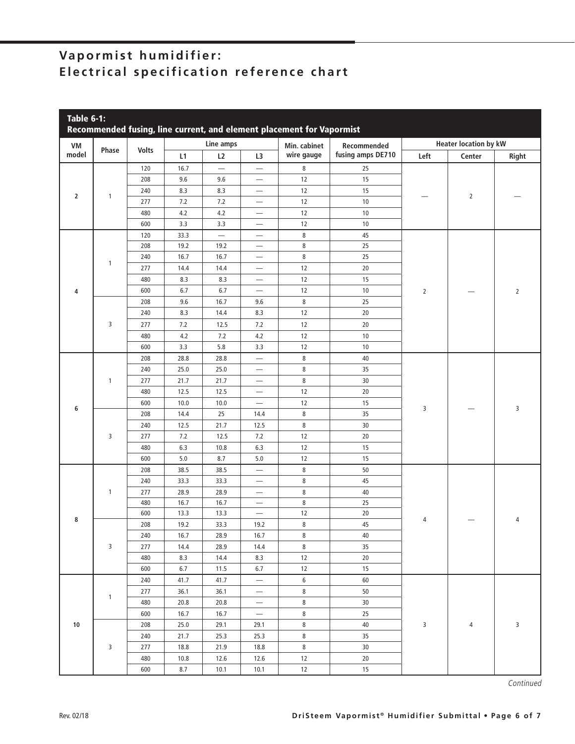# Vapormist humidifier: Electrical specification reference chart

**Table 6-1: Recommended fusing, line current, and element placement for Vapormist**

| VM model | Phase | Volts | Line amps | | | Min. cabinet wire gauge | Recommended fusing amps DE710 | Heater location by kW | | |
|---|---|---|---|---|---|---|---|---|---|---|
| | | | L1 | L2 | L3 | | | Left | Center | Right |
| 2 | 1 | 120 | 16.7 | — | — | 8 | 25 | — | 2 | — |
| | | 208 | 9.6 | 9.6 | — | 12 | 15 | | | |
| | | 240 | 8.3 | 8.3 | — | 12 | 15 | | | |
| | | 277 | 7.2 | 7.2 | — | 12 | 10 | | | |
| | | 480 | 4.2 | 4.2 | — | 12 | 10 | | | |
| | | 600 | 3.3 | 3.3 | — | 12 | 10 | | | |
| 4 | 1 | 120 | 33.3 | — | — | 8 | 45 | 2 | — | 2 |
| | | 208 | 19.2 | 19.2 | — | 8 | 25 | | | |
| | | 240 | 16.7 | 16.7 | — | 8 | 25 | | | |
| | | 277 | 14.4 | 14.4 | — | 12 | 20 | | | |
| | | 480 | 8.3 | 8.3 | — | 12 | 15 | | | |
| | | 600 | 6.7 | 6.7 | — | 12 | 10 | | | |
| | 3 | 208 | 9.6 | 16.7 | 9.6 | 8 | 25 | | | |
| | | 240 | 8.3 | 14.4 | 8.3 | 12 | 20 | | | |
| | | 277 | 7.2 | 12.5 | 7.2 | 12 | 20 | | | |
| | | 480 | 4.2 | 7.2 | 4.2 | 12 | 10 | | | |
| | | 600 | 3.3 | 5.8 | 3.3 | 12 | 10 | | | |
| 6 | 1 | 208 | 28.8 | 28.8 | — | 8 | 40 | 3 | — | 3 |
| | | 240 | 25.0 | 25.0 | — | 8 | 35 | | | |
| | | 277 | 21.7 | 21.7 | — | 8 | 30 | | | |
| | | 480 | 12.5 | 12.5 | — | 12 | 20 | | | |
| | | 600 | 10.0 | 10.0 | — | 12 | 15 | | | |
| | 3 | 208 | 14.4 | 25 | 14.4 | 8 | 35 | | | |
| | | 240 | 12.5 | 21.7 | 12.5 | 8 | 30 | | | |
| | | 277 | 7.2 | 12.5 | 7.2 | 12 | 20 | | | |
| | | 480 | 6.3 | 10.8 | 6.3 | 12 | 15 | | | |
| | | 600 | 5.0 | 8.7 | 5.0 | 12 | 15 | | | |
| 8 | 1 | 208 | 38.5 | 38.5 | — | 8 | 50 | 4 | — | 4 |
| | | 240 | 33.3 | 33.3 | — | 8 | 45 | | | |
| | | 277 | 28.9 | 28.9 | — | 8 | 40 | | | |
| | | 480 | 16.7 | 16.7 | — | 8 | 25 | | | |
| | | 600 | 13.3 | 13.3 | — | 12 | 20 | | | |
| | 3 | 208 | 19.2 | 33.3 | 19.2 | 8 | 45 | | | |
| | | 240 | 16.7 | 28.9 | 16.7 | 8 | 40 | | | |
| | | 277 | 14.4 | 28.9 | 14.4 | 8 | 35 | | | |
| | | 480 | 8.3 | 14.4 | 8.3 | 12 | 20 | | | |
| | | 600 | 6.7 | 11.5 | 6.7 | 12 | 15 | | | |
| 10 | 1 | 240 | 41.7 | 41.7 | — | 6 | 60 | 3 | 4 | 3 |
| | | 277 | 36.1 | 36.1 | — | 8 | 50 | | | |
| | | 480 | 20.8 | 20.8 | — | 8 | 30 | | | |
| | | 600 | 16.7 | 16.7 | — | 8 | 25 | | | |
| | 3 | 208 | 25.0 | 29.1 | 29.1 | 8 | 40 | | | |
| | | 240 | 21.7 | 25.3 | 25.3 | 8 | 35 | | | |
| | | 277 | 18.8 | 21.9 | 18.8 | 8 | 30 | | | |
| | | 480 | 10.8 | 12.6 | 12.6 | 12 | 20 | | | |
| | | 600 | 8.7 | 10.1 | 10.1 | 12 | 15 | | | |

*Continued*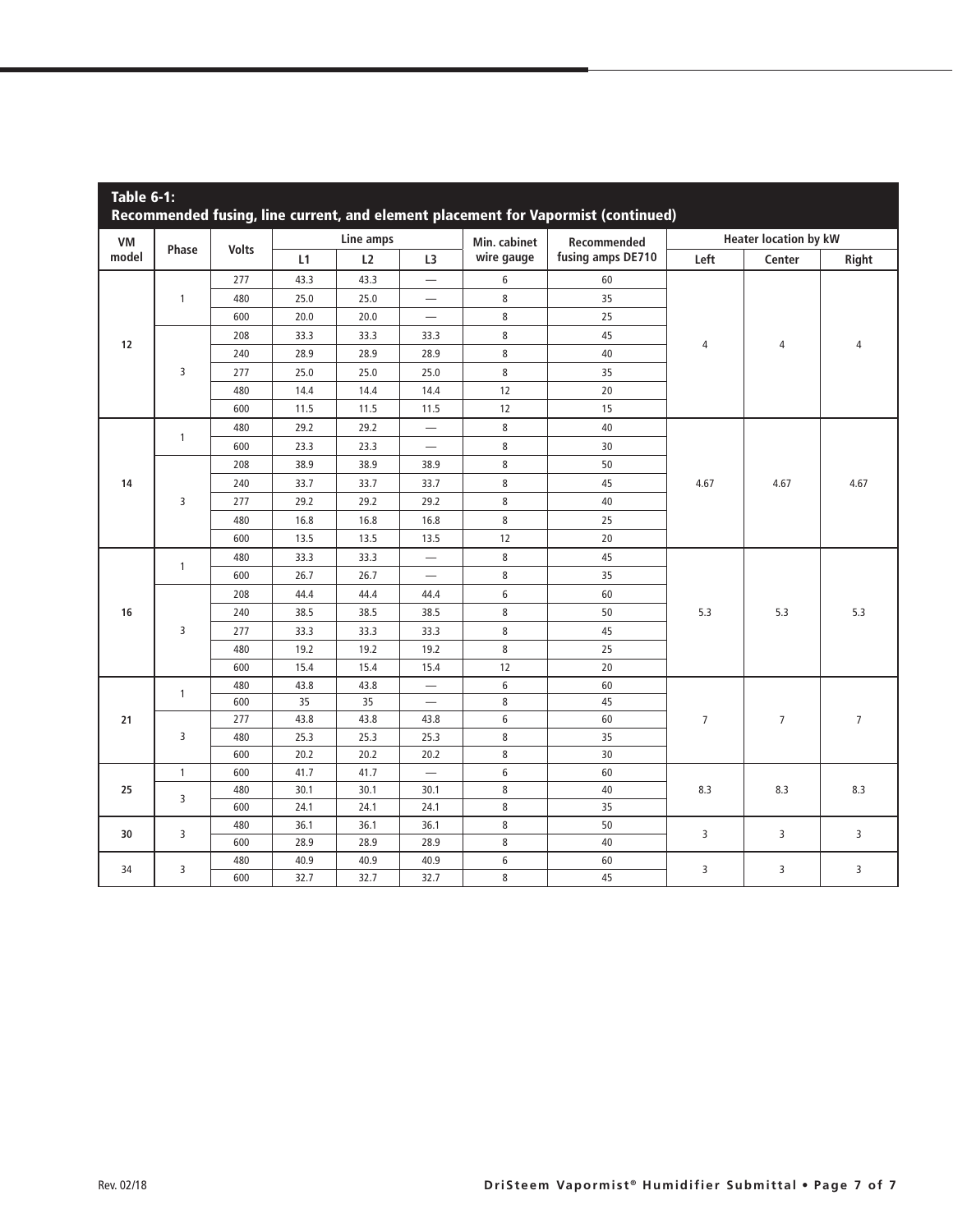**Table 6-1: Recommended fusing, line current, and element placement for Vapormist (continued)**

| VM model | Phase | Volts | Line amps | | | Min. cabinet wire gauge | Recommended fusing amps DE710 | Heater location by kW | | |
|---|---|---|---|---|---|---|---|---|---|---|
| | | | L1 | L2 | L3 | | | Left | Center | Right |
| 12 | 1 | 277 | 43.3 | 43.3 | — | 6 | 60 | 4 | 4 | 4 |
| | | 480 | 25.0 | 25.0 | — | 8 | 35 | | | |
| | | 600 | 20.0 | 20.0 | — | 8 | 25 | | | |
| | 3 | 208 | 33.3 | 33.3 | 33.3 | 8 | 45 | | | |
| | | 240 | 28.9 | 28.9 | 28.9 | 8 | 40 | | | |
| | | 277 | 25.0 | 25.0 | 25.0 | 8 | 35 | | | |
| | | 480 | 14.4 | 14.4 | 14.4 | 12 | 20 | | | |
| | | 600 | 11.5 | 11.5 | 11.5 | 12 | 15 | | | |
| 14 | 1 | 480 | 29.2 | 29.2 | — | 8 | 40 | 4.67 | 4.67 | 4.67 |
| | | 600 | 23.3 | 23.3 | — | 8 | 30 | | | |
| | 3 | 208 | 38.9 | 38.9 | 38.9 | 8 | 50 | | | |
| | | 240 | 33.7 | 33.7 | 33.7 | 8 | 45 | | | |
| | | 277 | 29.2 | 29.2 | 29.2 | 8 | 40 | | | |
| | | 480 | 16.8 | 16.8 | 16.8 | 8 | 25 | | | |
| | | 600 | 13.5 | 13.5 | 13.5 | 12 | 20 | | | |
| 16 | 1 | 480 | 33.3 | 33.3 | — | 8 | 45 | 5.3 | 5.3 | 5.3 |
| | | 600 | 26.7 | 26.7 | — | 8 | 35 | | | |
| | 3 | 208 | 44.4 | 44.4 | 44.4 | 6 | 60 | | | |
| | | 240 | 38.5 | 38.5 | 38.5 | 8 | 50 | | | |
| | | 277 | 33.3 | 33.3 | 33.3 | 8 | 45 | | | |
| | | 480 | 19.2 | 19.2 | 19.2 | 8 | 25 | | | |
| | | 600 | 15.4 | 15.4 | 15.4 | 12 | 20 | | | |
| 21 | 1 | 480 | 43.8 | 43.8 | — | 6 | 60 | 7 | 7 | 7 |
| | | 600 | 35 | 35 | — | 8 | 45 | | | |
| | 3 | 277 | 43.8 | 43.8 | 43.8 | 6 | 60 | | | |
| | | 480 | 25.3 | 25.3 | 25.3 | 8 | 35 | | | |
| | | 600 | 20.2 | 20.2 | 20.2 | 8 | 30 | | | |
| 25 | 1 | 600 | 41.7 | 41.7 | — | 6 | 60 | 8.3 | 8.3 | 8.3 |
| | 3 | 480 | 30.1 | 30.1 | 30.1 | 8 | 40 | | | |
| | | 600 | 24.1 | 24.1 | 24.1 | 8 | 35 | | | |
| 30 | 3 | 480 | 36.1 | 36.1 | 36.1 | 8 | 50 | 3 | 3 | 3 |
| | | 600 | 28.9 | 28.9 | 28.9 | 8 | 40 | | | |
| 34 | 3 | 480 | 40.9 | 40.9 | 40.9 | 6 | 60 | 3 | 3 | 3 |
| | | 600 | 32.7 | 32.7 | 32.7 | 8 | 45 | | | |

Rev. 02/18